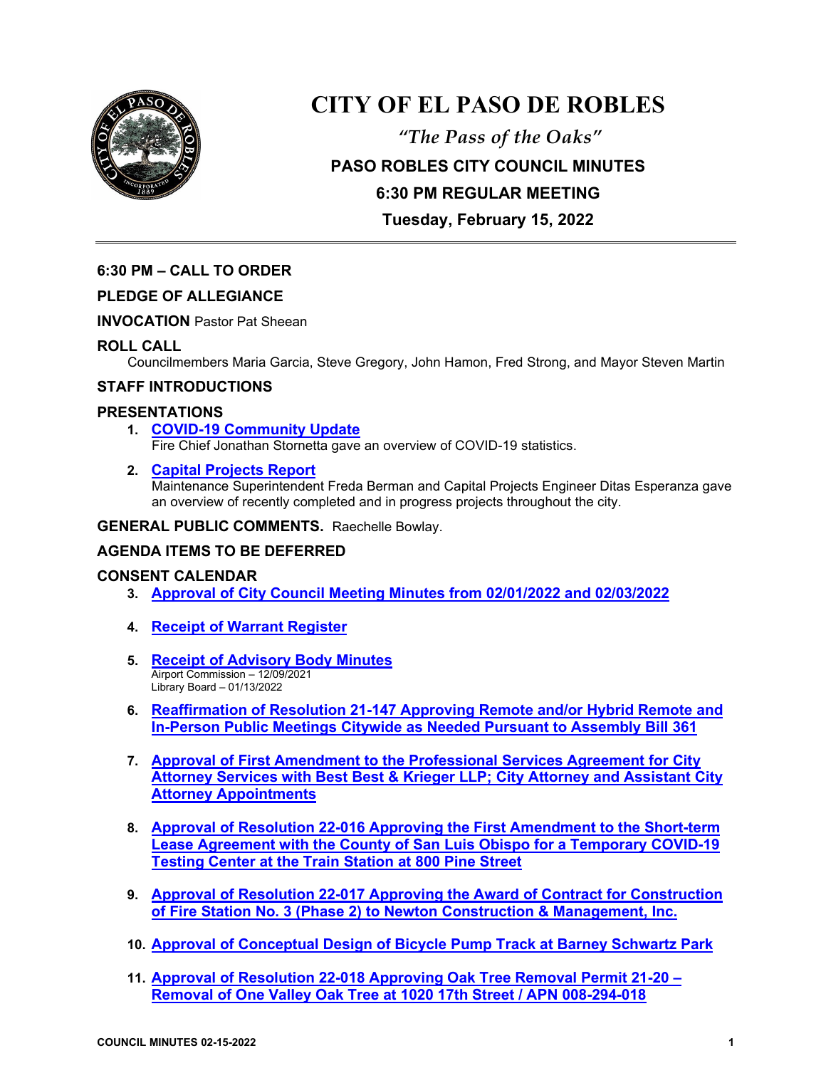# CITY OF EL PASO DE ROBLES

*"The Pass of the Oaks"*

**PASO ROBLES CITY COUNCIL MINUTES**

**6:30 PM REGULAR MEETING**

**Tuesday, February 15, 2022**

---

**6:30 PM – CALL TO ORDER**

**PLEDGE OF ALLEGIANCE**

**INVOCATION** Pastor Pat Sheean

**ROLL CALL**

Councilmembers Maria Garcia, Steve Gregory, John Hamon, Fred Strong, and Mayor Steven Martin

**STAFF INTRODUCTIONS**

**PRESENTATIONS**

1. **COVID-19 Community Update**
   Fire Chief Jonathan Stornetta gave an overview of COVID-19 statistics.

2. **Capital Projects Report**
   Maintenance Superintendent Freda Berman and Capital Projects Engineer Ditas Esperanza gave an overview of recently completed and in progress projects throughout the city.

**GENERAL PUBLIC COMMENTS.** Raechelle Bowlay.

**AGENDA ITEMS TO BE DEFERRED**

**CONSENT CALENDAR**

3. **Approval of City Council Meeting Minutes from 02/01/2022 and 02/03/2022**

4. **Receipt of Warrant Register**

5. **Receipt of Advisory Body Minutes**
   Airport Commission – 12/09/2021
   Library Board – 01/13/2022

6. **Reaffirmation of Resolution 21-147 Approving Remote and/or Hybrid Remote and In-Person Public Meetings Citywide as Needed Pursuant to Assembly Bill 361**

7. **Approval of First Amendment to the Professional Services Agreement for City Attorney Services with Best Best & Krieger LLP; City Attorney and Assistant City Attorney Appointments**

8. **Approval of Resolution 22-016 Approving the First Amendment to the Short-term Lease Agreement with the County of San Luis Obispo for a Temporary COVID-19 Testing Center at the Train Station at 800 Pine Street**

9. **Approval of Resolution 22-017 Approving the Award of Contract for Construction of Fire Station No. 3 (Phase 2) to Newton Construction & Management, Inc.**

10. **Approval of Conceptual Design of Bicycle Pump Track at Barney Schwartz Park**

11. **Approval of Resolution 22-018 Approving Oak Tree Removal Permit 21-20 – Removal of One Valley Oak Tree at 1020 17th Street / APN 008-294-018**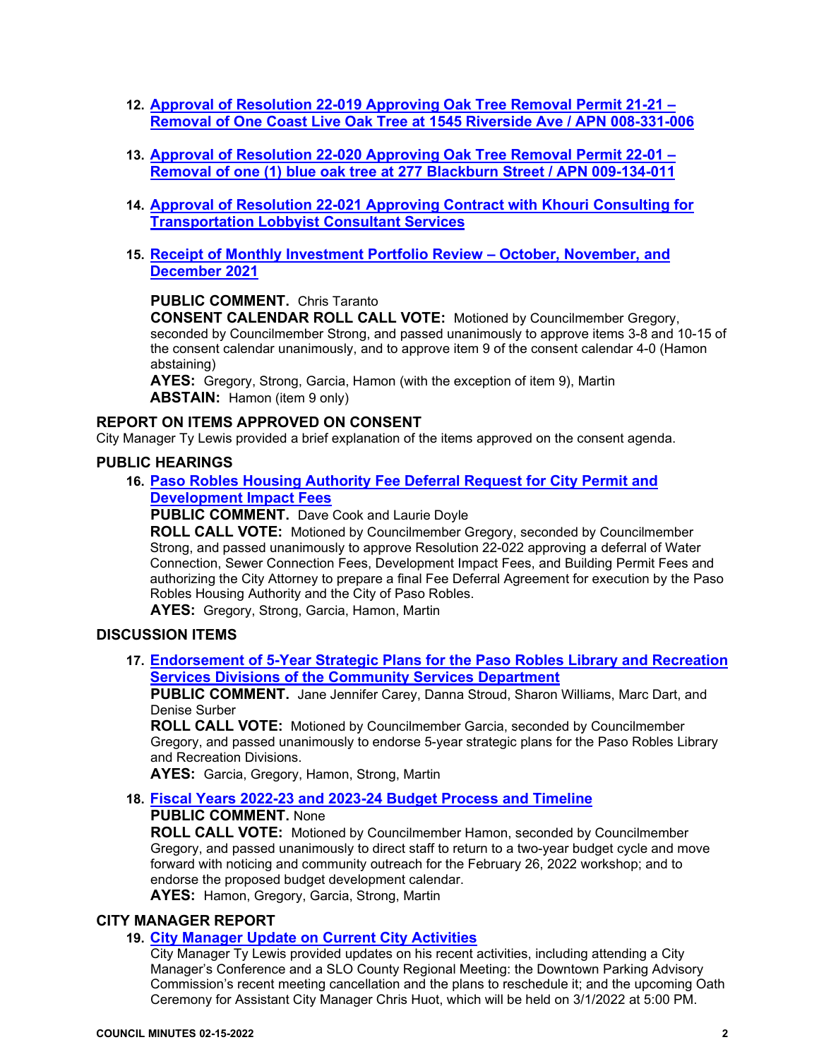12. **Approval of Resolution 22-019 Approving Oak Tree Removal Permit 21-21 – Removal of One Coast Live Oak Tree at 1545 Riverside Ave / APN 008-331-006**

13. **Approval of Resolution 22-020 Approving Oak Tree Removal Permit 22-01 – Removal of one (1) blue oak tree at 277 Blackburn Street / APN 009-134-011**

14. **Approval of Resolution 22-021 Approving Contract with Khouri Consulting for Transportation Lobbyist Consultant Services**

15. **Receipt of Monthly Investment Portfolio Review – October, November, and December 2021**

    **PUBLIC COMMENT.** Chris Taranto
    **CONSENT CALENDAR ROLL CALL VOTE:** Motioned by Councilmember Gregory, seconded by Councilmember Strong, and passed unanimously to approve items 3-8 and 10-15 of the consent calendar unanimously, and to approve item 9 of the consent calendar 4-0 (Hamon abstaining)
    **AYES:** Gregory, Strong, Garcia, Hamon (with the exception of item 9), Martin
    **ABSTAIN:** Hamon (item 9 only)

## REPORT ON ITEMS APPROVED ON CONSENT

City Manager Ty Lewis provided a brief explanation of the items approved on the consent agenda.

## PUBLIC HEARINGS

16. **Paso Robles Housing Authority Fee Deferral Request for City Permit and Development Impact Fees**
    **PUBLIC COMMENT.** Dave Cook and Laurie Doyle
    **ROLL CALL VOTE:** Motioned by Councilmember Gregory, seconded by Councilmember Strong, and passed unanimously to approve Resolution 22-022 approving a deferral of Water Connection, Sewer Connection Fees, Development Impact Fees, and Building Permit Fees and authorizing the City Attorney to prepare a final Fee Deferral Agreement for execution by the Paso Robles Housing Authority and the City of Paso Robles.
    **AYES:** Gregory, Strong, Garcia, Hamon, Martin

## DISCUSSION ITEMS

17. **Endorsement of 5-Year Strategic Plans for the Paso Robles Library and Recreation Services Divisions of the Community Services Department**
    **PUBLIC COMMENT.** Jane Jennifer Carey, Danna Stroud, Sharon Williams, Marc Dart, and Denise Surber
    **ROLL CALL VOTE:** Motioned by Councilmember Garcia, seconded by Councilmember Gregory, and passed unanimously to endorse 5-year strategic plans for the Paso Robles Library and Recreation Divisions.
    **AYES:** Garcia, Gregory, Hamon, Strong, Martin

18. **Fiscal Years 2022-23 and 2023-24 Budget Process and Timeline**
    **PUBLIC COMMENT.** None
    **ROLL CALL VOTE:** Motioned by Councilmember Hamon, seconded by Councilmember Gregory, and passed unanimously to direct staff to return to a two-year budget cycle and move forward with noticing and community outreach for the February 26, 2022 workshop; and to endorse the proposed budget development calendar.
    **AYES:** Hamon, Gregory, Garcia, Strong, Martin

## CITY MANAGER REPORT

19. **City Manager Update on Current City Activities**
    City Manager Ty Lewis provided updates on his recent activities, including attending a City Manager's Conference and a SLO County Regional Meeting: the Downtown Parking Advisory Commission's recent meeting cancellation and the plans to reschedule it; and the upcoming Oath Ceremony for Assistant City Manager Chris Huot, which will be held on 3/1/2022 at 5:00 PM.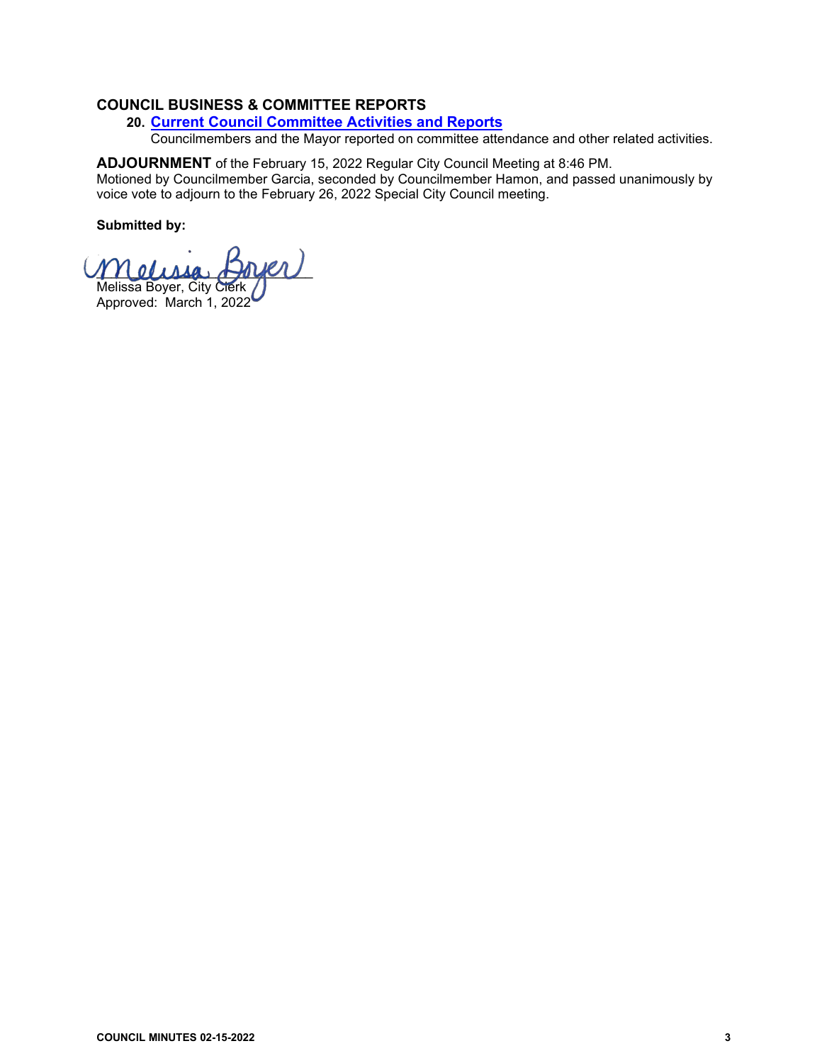## COUNCIL BUSINESS & COMMITTEE REPORTS

20. **Current Council Committee Activities and Reports**
    Councilmembers and the Mayor reported on committee attendance and other related activities.

**ADJOURNMENT** of the February 15, 2022 Regular City Council Meeting at 8:46 PM.
Motioned by Councilmember Garcia, seconded by Councilmember Hamon, and passed unanimously by voice vote to adjourn to the February 26, 2022 Special City Council meeting.

**Submitted by:**

Melissa Boyer
Melissa Boyer, City Clerk
Approved: March 1, 2022